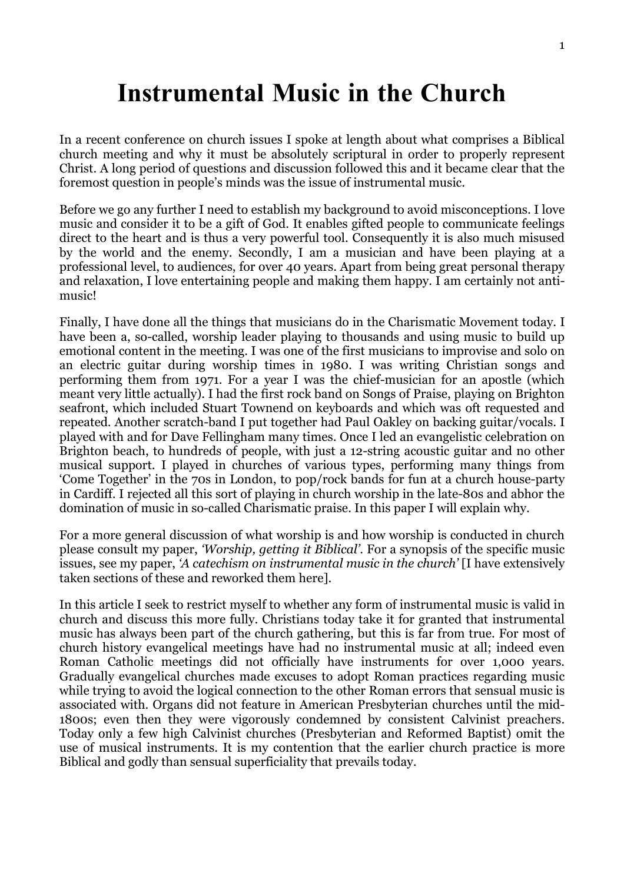# Instrumental Music in the Church

In a recent conference on church issues I spoke at length about what comprises a Biblical church meeting and why it must be absolutely scriptural in order to properly represent Christ. A long period of questions and discussion followed this and it became clear that the foremost question in people's minds was the issue of instrumental music.

Before we go any further I need to establish my background to avoid misconceptions. I love music and consider it to be a gift of God. It enables gifted people to communicate feelings direct to the heart and is thus a very powerful tool. Consequently it is also much misused by the world and the enemy. Secondly, I am a musician and have been playing at a professional level, to audiences, for over 40 years. Apart from being great personal therapy and relaxation, I love entertaining people and making them happy. I am certainly not anti-music!

Finally, I have done all the things that musicians do in the Charismatic Movement today. I have been a, so-called, worship leader playing to thousands and using music to build up emotional content in the meeting. I was one of the first musicians to improvise and solo on an electric guitar during worship times in 1980. I was writing Christian songs and performing them from 1971. For a year I was the chief-musician for an apostle (which meant very little actually). I had the first rock band on Songs of Praise, playing on Brighton seafront, which included Stuart Townend on keyboards and which was oft requested and repeated. Another scratch-band I put together had Paul Oakley on backing guitar/vocals. I played with and for Dave Fellingham many times. Once I led an evangelistic celebration on Brighton beach, to hundreds of people, with just a 12-string acoustic guitar and no other musical support. I played in churches of various types, performing many things from 'Come Together' in the 70s in London, to pop/rock bands for fun at a church house-party in Cardiff. I rejected all this sort of playing in church worship in the late-80s and abhor the domination of music in so-called Charismatic praise. In this paper I will explain why.

For a more general discussion of what worship is and how worship is conducted in church please consult my paper, *'Worship, getting it Biblical'*. For a synopsis of the specific music issues, see my paper, *'A catechism on instrumental music in the church'* [I have extensively taken sections of these and reworked them here].

In this article I seek to restrict myself to whether any form of instrumental music is valid in church and discuss this more fully. Christians today take it for granted that instrumental music has always been part of the church gathering, but this is far from true. For most of church history evangelical meetings have had no instrumental music at all; indeed even Roman Catholic meetings did not officially have instruments for over 1,000 years. Gradually evangelical churches made excuses to adopt Roman practices regarding music while trying to avoid the logical connection to the other Roman errors that sensual music is associated with. Organs did not feature in American Presbyterian churches until the mid-1800s; even then they were vigorously condemned by consistent Calvinist preachers. Today only a few high Calvinist churches (Presbyterian and Reformed Baptist) omit the use of musical instruments. It is my contention that the earlier church practice is more Biblical and godly than sensual superficiality that prevails today.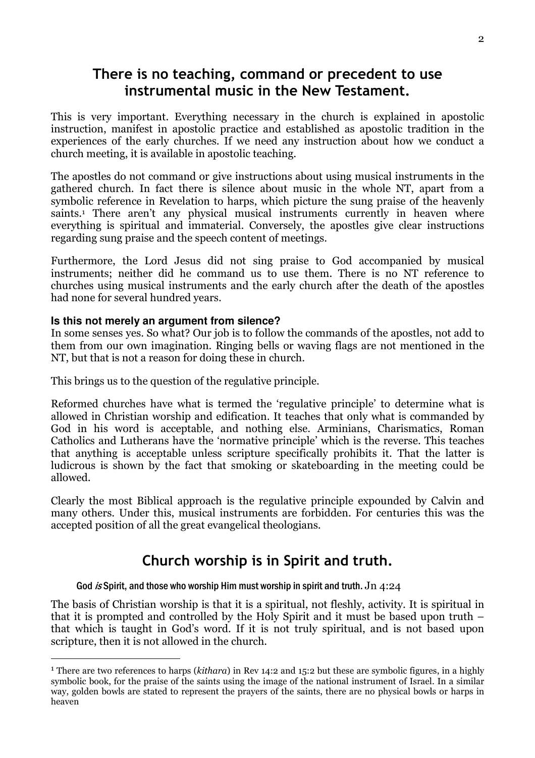## There is no teaching, command or precedent to use instrumental music in the New Testament.

This is very important. Everything necessary in the church is explained in apostolic instruction, manifest in apostolic practice and established as apostolic tradition in the experiences of the early churches. If we need any instruction about how we conduct a church meeting, it is available in apostolic teaching.

The apostles do not command or give instructions about using musical instruments in the gathered church. In fact there is silence about music in the whole NT, apart from a symbolic reference in Revelation to harps, which picture the sung praise of the heavenly saints.[1] There aren't any physical musical instruments currently in heaven where everything is spiritual and immaterial. Conversely, the apostles give clear instructions regarding sung praise and the speech content of meetings.

Furthermore, the Lord Jesus did not sing praise to God accompanied by musical instruments; neither did he command us to use them. There is no NT reference to churches using musical instruments and the early church after the death of the apostles had none for several hundred years.

**Is this not merely an argument from silence?**

In some senses yes. So what? Our job is to follow the commands of the apostles, not add to them from our own imagination. Ringing bells or waving flags are not mentioned in the NT, but that is not a reason for doing these in church.

This brings us to the question of the regulative principle.

Reformed churches have what is termed the 'regulative principle' to determine what is allowed in Christian worship and edification. It teaches that only what is commanded by God in his word is acceptable, and nothing else. Arminians, Charismatics, Roman Catholics and Lutherans have the 'normative principle' which is the reverse. This teaches that anything is acceptable unless scripture specifically prohibits it. That the latter is ludicrous is shown by the fact that smoking or skateboarding in the meeting could be allowed.

Clearly the most Biblical approach is the regulative principle expounded by Calvin and many others. Under this, musical instruments are forbidden. For centuries this was the accepted position of all the great evangelical theologians.

## Church worship is in Spirit and truth.

> God *is* Spirit, and those who worship Him must worship in spirit and truth. Jn 4:24

The basis of Christian worship is that it is a spiritual, not fleshly, activity. It is spiritual in that it is prompted and controlled by the Holy Spirit and it must be based upon truth – that which is taught in God's word. If it is not truly spiritual, and is not based upon scripture, then it is not allowed in the church.

---

[1] There are two references to harps (*kithara*) in Rev 14:2 and 15:2 but these are symbolic figures, in a highly symbolic book, for the praise of the saints using the image of the national instrument of Israel. In a similar way, golden bowls are stated to represent the prayers of the saints, there are no physical bowls or harps in heaven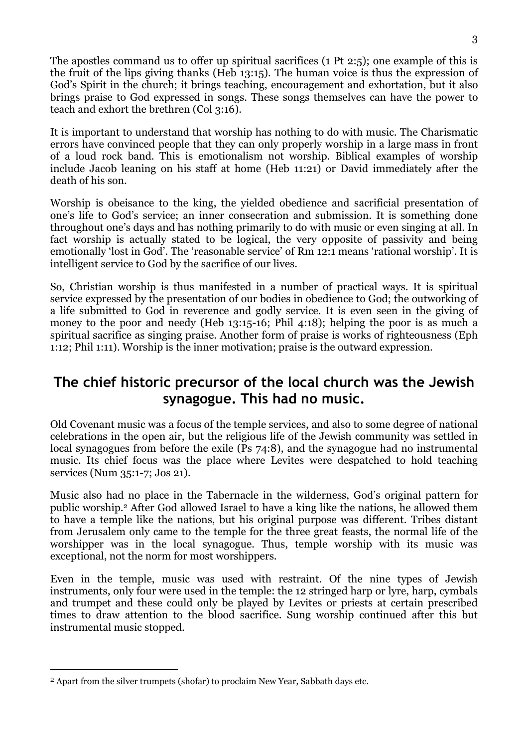The apostles command us to offer up spiritual sacrifices (1 Pt 2:5); one example of this is the fruit of the lips giving thanks (Heb 13:15). The human voice is thus the expression of God's Spirit in the church; it brings teaching, encouragement and exhortation, but it also brings praise to God expressed in songs. These songs themselves can have the power to teach and exhort the brethren (Col 3:16).

It is important to understand that worship has nothing to do with music. The Charismatic errors have convinced people that they can only properly worship in a large mass in front of a loud rock band. This is emotionalism not worship. Biblical examples of worship include Jacob leaning on his staff at home (Heb 11:21) or David immediately after the death of his son.

Worship is obeisance to the king, the yielded obedience and sacrificial presentation of one's life to God's service; an inner consecration and submission. It is something done throughout one's days and has nothing primarily to do with music or even singing at all. In fact worship is actually stated to be logical, the very opposite of passivity and being emotionally 'lost in God'. The 'reasonable service' of Rm 12:1 means 'rational worship'. It is intelligent service to God by the sacrifice of our lives.

So, Christian worship is thus manifested in a number of practical ways. It is spiritual service expressed by the presentation of our bodies in obedience to God; the outworking of a life submitted to God in reverence and godly service. It is even seen in the giving of money to the poor and needy (Heb 13:15-16; Phil 4:18); helping the poor is as much a spiritual sacrifice as singing praise. Another form of praise is works of righteousness (Eph 1:12; Phil 1:11). Worship is the inner motivation; praise is the outward expression.

## The chief historic precursor of the local church was the Jewish synagogue. This had no music.

Old Covenant music was a focus of the temple services, and also to some degree of national celebrations in the open air, but the religious life of the Jewish community was settled in local synagogues from before the exile (Ps 74:8), and the synagogue had no instrumental music. Its chief focus was the place where Levites were despatched to hold teaching services (Num 35:1-7; Jos 21).

Music also had no place in the Tabernacle in the wilderness, God's original pattern for public worship.[2] After God allowed Israel to have a king like the nations, he allowed them to have a temple like the nations, but his original purpose was different. Tribes distant from Jerusalem only came to the temple for the three great feasts, the normal life of the worshipper was in the local synagogue. Thus, temple worship with its music was exceptional, not the norm for most worshippers.

Even in the temple, music was used with restraint. Of the nine types of Jewish instruments, only four were used in the temple: the 12 stringed harp or lyre, harp, cymbals and trumpet and these could only be played by Levites or priests at certain prescribed times to draw attention to the blood sacrifice. Sung worship continued after this but instrumental music stopped.

---

[2] Apart from the silver trumpets (shofar) to proclaim New Year, Sabbath days etc.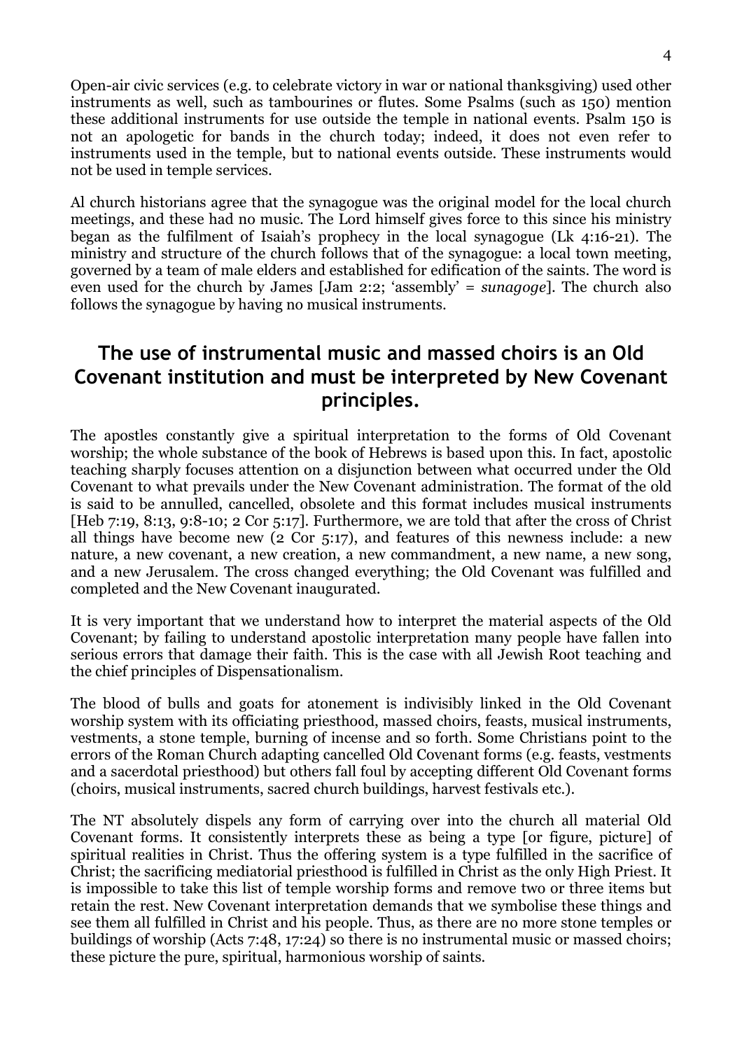Open-air civic services (e.g. to celebrate victory in war or national thanksgiving) used other instruments as well, such as tambourines or flutes. Some Psalms (such as 150) mention these additional instruments for use outside the temple in national events. Psalm 150 is not an apologetic for bands in the church today; indeed, it does not even refer to instruments used in the temple, but to national events outside. These instruments would not be used in temple services.

Al church historians agree that the synagogue was the original model for the local church meetings, and these had no music. The Lord himself gives force to this since his ministry began as the fulfilment of Isaiah's prophecy in the local synagogue (Lk 4:16-21). The ministry and structure of the church follows that of the synagogue: a local town meeting, governed by a team of male elders and established for edification of the saints. The word is even used for the church by James [Jam 2:2; 'assembly' = *sunagoge*]. The church also follows the synagogue by having no musical instruments.

## The use of instrumental music and massed choirs is an Old Covenant institution and must be interpreted by New Covenant principles.

The apostles constantly give a spiritual interpretation to the forms of Old Covenant worship; the whole substance of the book of Hebrews is based upon this. In fact, apostolic teaching sharply focuses attention on a disjunction between what occurred under the Old Covenant to what prevails under the New Covenant administration. The format of the old is said to be annulled, cancelled, obsolete and this format includes musical instruments [Heb 7:19, 8:13, 9:8-10; 2 Cor 5:17]. Furthermore, we are told that after the cross of Christ all things have become new (2 Cor 5:17), and features of this newness include: a new nature, a new covenant, a new creation, a new commandment, a new name, a new song, and a new Jerusalem. The cross changed everything; the Old Covenant was fulfilled and completed and the New Covenant inaugurated.

It is very important that we understand how to interpret the material aspects of the Old Covenant; by failing to understand apostolic interpretation many people have fallen into serious errors that damage their faith. This is the case with all Jewish Root teaching and the chief principles of Dispensationalism.

The blood of bulls and goats for atonement is indivisibly linked in the Old Covenant worship system with its officiating priesthood, massed choirs, feasts, musical instruments, vestments, a stone temple, burning of incense and so forth. Some Christians point to the errors of the Roman Church adapting cancelled Old Covenant forms (e.g. feasts, vestments and a sacerdotal priesthood) but others fall foul by accepting different Old Covenant forms (choirs, musical instruments, sacred church buildings, harvest festivals etc.).

The NT absolutely dispels any form of carrying over into the church all material Old Covenant forms. It consistently interprets these as being a type [or figure, picture] of spiritual realities in Christ. Thus the offering system is a type fulfilled in the sacrifice of Christ; the sacrificing mediatorial priesthood is fulfilled in Christ as the only High Priest. It is impossible to take this list of temple worship forms and remove two or three items but retain the rest. New Covenant interpretation demands that we symbolise these things and see them all fulfilled in Christ and his people. Thus, as there are no more stone temples or buildings of worship (Acts 7:48, 17:24) so there is no instrumental music or massed choirs; these picture the pure, spiritual, harmonious worship of saints.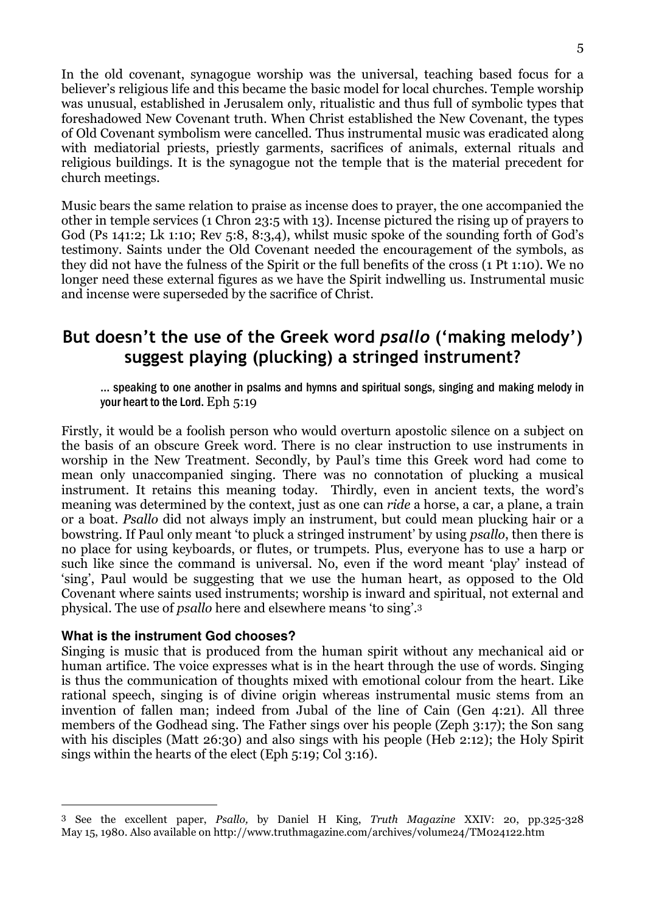In the old covenant, synagogue worship was the universal, teaching based focus for a believer's religious life and this became the basic model for local churches. Temple worship was unusual, established in Jerusalem only, ritualistic and thus full of symbolic types that foreshadowed New Covenant truth. When Christ established the New Covenant, the types of Old Covenant symbolism were cancelled. Thus instrumental music was eradicated along with mediatorial priests, priestly garments, sacrifices of animals, external rituals and religious buildings. It is the synagogue not the temple that is the material precedent for church meetings.

Music bears the same relation to praise as incense does to prayer, the one accompanied the other in temple services (1 Chron 23:5 with 13). Incense pictured the rising up of prayers to God (Ps 141:2; Lk 1:10; Rev 5:8, 8:3,4), whilst music spoke of the sounding forth of God's testimony. Saints under the Old Covenant needed the encouragement of the symbols, as they did not have the fulness of the Spirit or the full benefits of the cross (1 Pt 1:10). We no longer need these external figures as we have the Spirit indwelling us. Instrumental music and incense were superseded by the sacrifice of Christ.

## But doesn't the use of the Greek word *psallo* ('making melody') suggest playing (plucking) a stringed instrument?

> ... speaking to one another in psalms and hymns and spiritual songs, singing and making melody in your heart to the Lord. Eph 5:19

Firstly, it would be a foolish person who would overturn apostolic silence on a subject on the basis of an obscure Greek word. There is no clear instruction to use instruments in worship in the New Treatment. Secondly, by Paul's time this Greek word had come to mean only unaccompanied singing. There was no connotation of plucking a musical instrument. It retains this meaning today. Thirdly, even in ancient texts, the word's meaning was determined by the context, just as one can *ride* a horse, a car, a plane, a train or a boat. *Psallo* did not always imply an instrument, but could mean plucking hair or a bowstring. If Paul only meant 'to pluck a stringed instrument' by using *psallo*, then there is no place for using keyboards, or flutes, or trumpets. Plus, everyone has to use a harp or such like since the command is universal. No, even if the word meant 'play' instead of 'sing', Paul would be suggesting that we use the human heart, as opposed to the Old Covenant where saints used instruments; worship is inward and spiritual, not external and physical. The use of *psallo* here and elsewhere means 'to sing'.[3]

### What is the instrument God chooses?

Singing is music that is produced from the human spirit without any mechanical aid or human artifice. The voice expresses what is in the heart through the use of words. Singing is thus the communication of thoughts mixed with emotional colour from the heart. Like rational speech, singing is of divine origin whereas instrumental music stems from an invention of fallen man; indeed from Jubal of the line of Cain (Gen 4:21). All three members of the Godhead sing. The Father sings over his people (Zeph 3:17); the Son sang with his disciples (Matt 26:30) and also sings with his people (Heb 2:12); the Holy Spirit sings within the hearts of the elect (Eph 5:19; Col 3:16).

---

[3] See the excellent paper, *Psallo,* by Daniel H King, *Truth Magazine* XXIV: 20, pp.325-328 May 15, 1980. Also available on http://www.truthmagazine.com/archives/volume24/TM024122.htm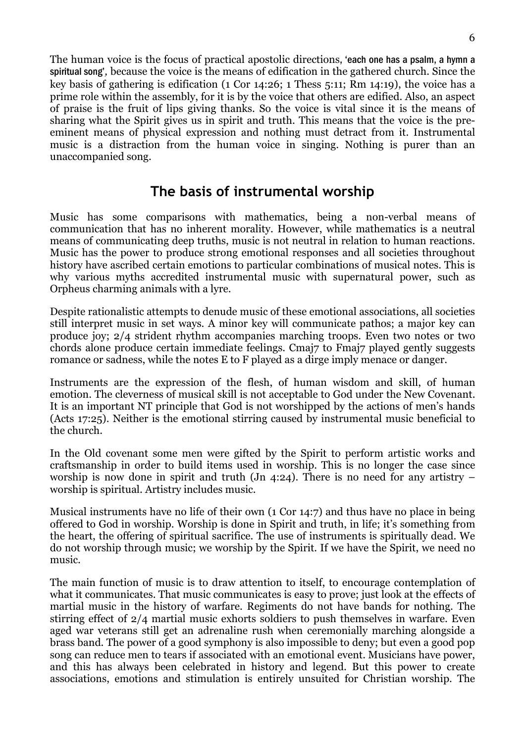The human voice is the focus of practical apostolic directions, 'each one has a psalm, a hymn a spiritual song', because the voice is the means of edification in the gathered church. Since the key basis of gathering is edification (1 Cor 14:26; 1 Thess 5:11; Rm 14:19), the voice has a prime role within the assembly, for it is by the voice that others are edified. Also, an aspect of praise is the fruit of lips giving thanks. So the voice is vital since it is the means of sharing what the Spirit gives us in spirit and truth. This means that the voice is the pre-eminent means of physical expression and nothing must detract from it. Instrumental music is a distraction from the human voice in singing. Nothing is purer than an unaccompanied song.

## The basis of instrumental worship

Music has some comparisons with mathematics, being a non-verbal means of communication that has no inherent morality. However, while mathematics is a neutral means of communicating deep truths, music is not neutral in relation to human reactions. Music has the power to produce strong emotional responses and all societies throughout history have ascribed certain emotions to particular combinations of musical notes. This is why various myths accredited instrumental music with supernatural power, such as Orpheus charming animals with a lyre.

Despite rationalistic attempts to denude music of these emotional associations, all societies still interpret music in set ways. A minor key will communicate pathos; a major key can produce joy; 2/4 strident rhythm accompanies marching troops. Even two notes or two chords alone produce certain immediate feelings. Cmaj7 to Fmaj7 played gently suggests romance or sadness, while the notes E to F played as a dirge imply menace or danger.

Instruments are the expression of the flesh, of human wisdom and skill, of human emotion. The cleverness of musical skill is not acceptable to God under the New Covenant. It is an important NT principle that God is not worshipped by the actions of men's hands (Acts 17:25). Neither is the emotional stirring caused by instrumental music beneficial to the church.

In the Old covenant some men were gifted by the Spirit to perform artistic works and craftsmanship in order to build items used in worship. This is no longer the case since worship is now done in spirit and truth (Jn 4:24). There is no need for any artistry – worship is spiritual. Artistry includes music.

Musical instruments have no life of their own (1 Cor 14:7) and thus have no place in being offered to God in worship. Worship is done in Spirit and truth, in life; it's something from the heart, the offering of spiritual sacrifice. The use of instruments is spiritually dead. We do not worship through music; we worship by the Spirit. If we have the Spirit, we need no music.

The main function of music is to draw attention to itself, to encourage contemplation of what it communicates. That music communicates is easy to prove; just look at the effects of martial music in the history of warfare. Regiments do not have bands for nothing. The stirring effect of 2/4 martial music exhorts soldiers to push themselves in warfare. Even aged war veterans still get an adrenaline rush when ceremonially marching alongside a brass band. The power of a good symphony is also impossible to deny; but even a good pop song can reduce men to tears if associated with an emotional event. Musicians have power, and this has always been celebrated in history and legend. But this power to create associations, emotions and stimulation is entirely unsuited for Christian worship. The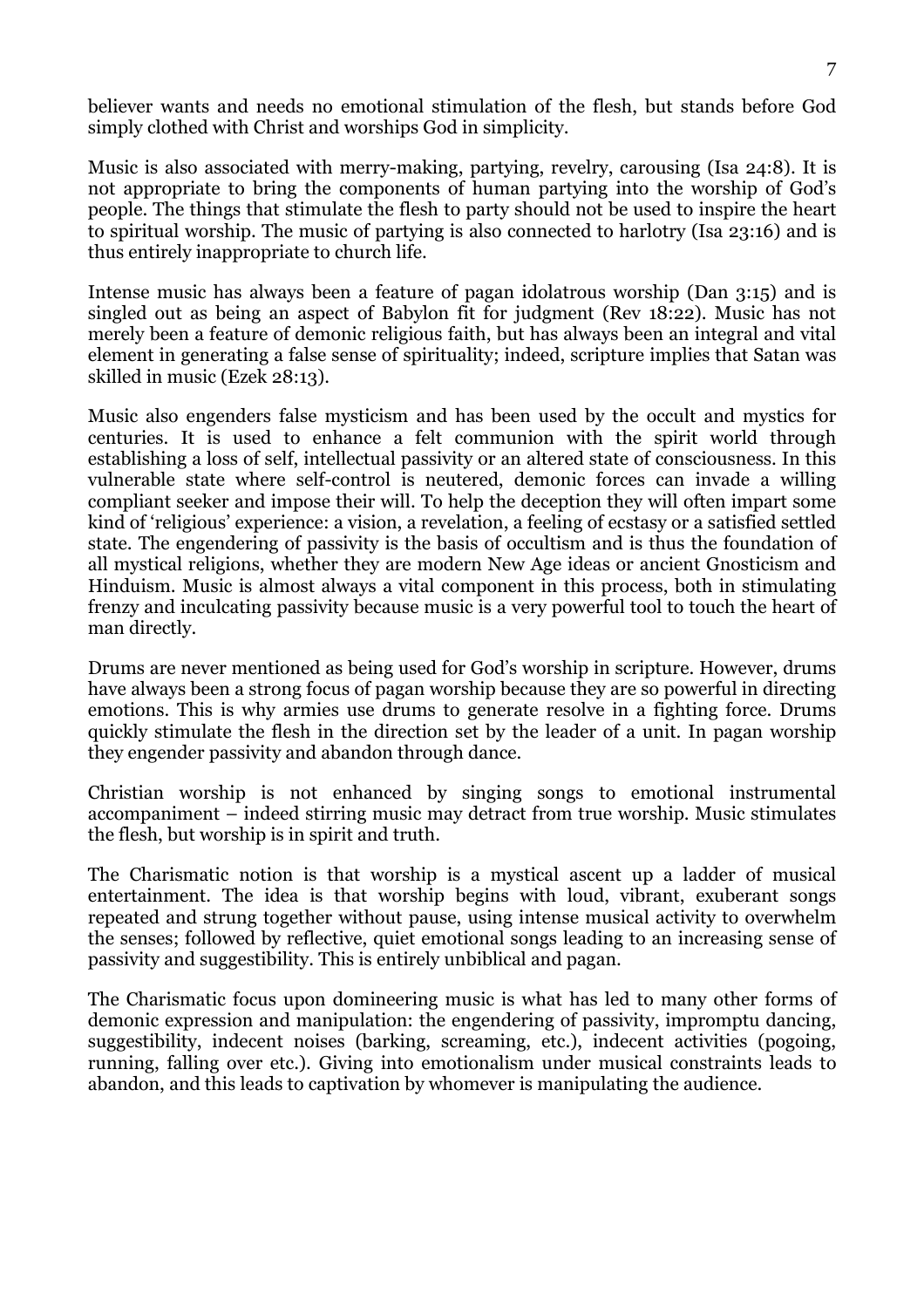believer wants and needs no emotional stimulation of the flesh, but stands before God simply clothed with Christ and worships God in simplicity.

Music is also associated with merry-making, partying, revelry, carousing (Isa 24:8). It is not appropriate to bring the components of human partying into the worship of God's people. The things that stimulate the flesh to party should not be used to inspire the heart to spiritual worship. The music of partying is also connected to harlotry (Isa 23:16) and is thus entirely inappropriate to church life.

Intense music has always been a feature of pagan idolatrous worship (Dan 3:15) and is singled out as being an aspect of Babylon fit for judgment (Rev 18:22). Music has not merely been a feature of demonic religious faith, but has always been an integral and vital element in generating a false sense of spirituality; indeed, scripture implies that Satan was skilled in music (Ezek 28:13).

Music also engenders false mysticism and has been used by the occult and mystics for centuries. It is used to enhance a felt communion with the spirit world through establishing a loss of self, intellectual passivity or an altered state of consciousness. In this vulnerable state where self-control is neutered, demonic forces can invade a willing compliant seeker and impose their will. To help the deception they will often impart some kind of 'religious' experience: a vision, a revelation, a feeling of ecstasy or a satisfied settled state. The engendering of passivity is the basis of occultism and is thus the foundation of all mystical religions, whether they are modern New Age ideas or ancient Gnosticism and Hinduism. Music is almost always a vital component in this process, both in stimulating frenzy and inculcating passivity because music is a very powerful tool to touch the heart of man directly.

Drums are never mentioned as being used for God's worship in scripture. However, drums have always been a strong focus of pagan worship because they are so powerful in directing emotions. This is why armies use drums to generate resolve in a fighting force. Drums quickly stimulate the flesh in the direction set by the leader of a unit. In pagan worship they engender passivity and abandon through dance.

Christian worship is not enhanced by singing songs to emotional instrumental accompaniment – indeed stirring music may detract from true worship. Music stimulates the flesh, but worship is in spirit and truth.

The Charismatic notion is that worship is a mystical ascent up a ladder of musical entertainment. The idea is that worship begins with loud, vibrant, exuberant songs repeated and strung together without pause, using intense musical activity to overwhelm the senses; followed by reflective, quiet emotional songs leading to an increasing sense of passivity and suggestibility. This is entirely unbiblical and pagan.

The Charismatic focus upon domineering music is what has led to many other forms of demonic expression and manipulation: the engendering of passivity, impromptu dancing, suggestibility, indecent noises (barking, screaming, etc.), indecent activities (pogoing, running, falling over etc.). Giving into emotionalism under musical constraints leads to abandon, and this leads to captivation by whomever is manipulating the audience.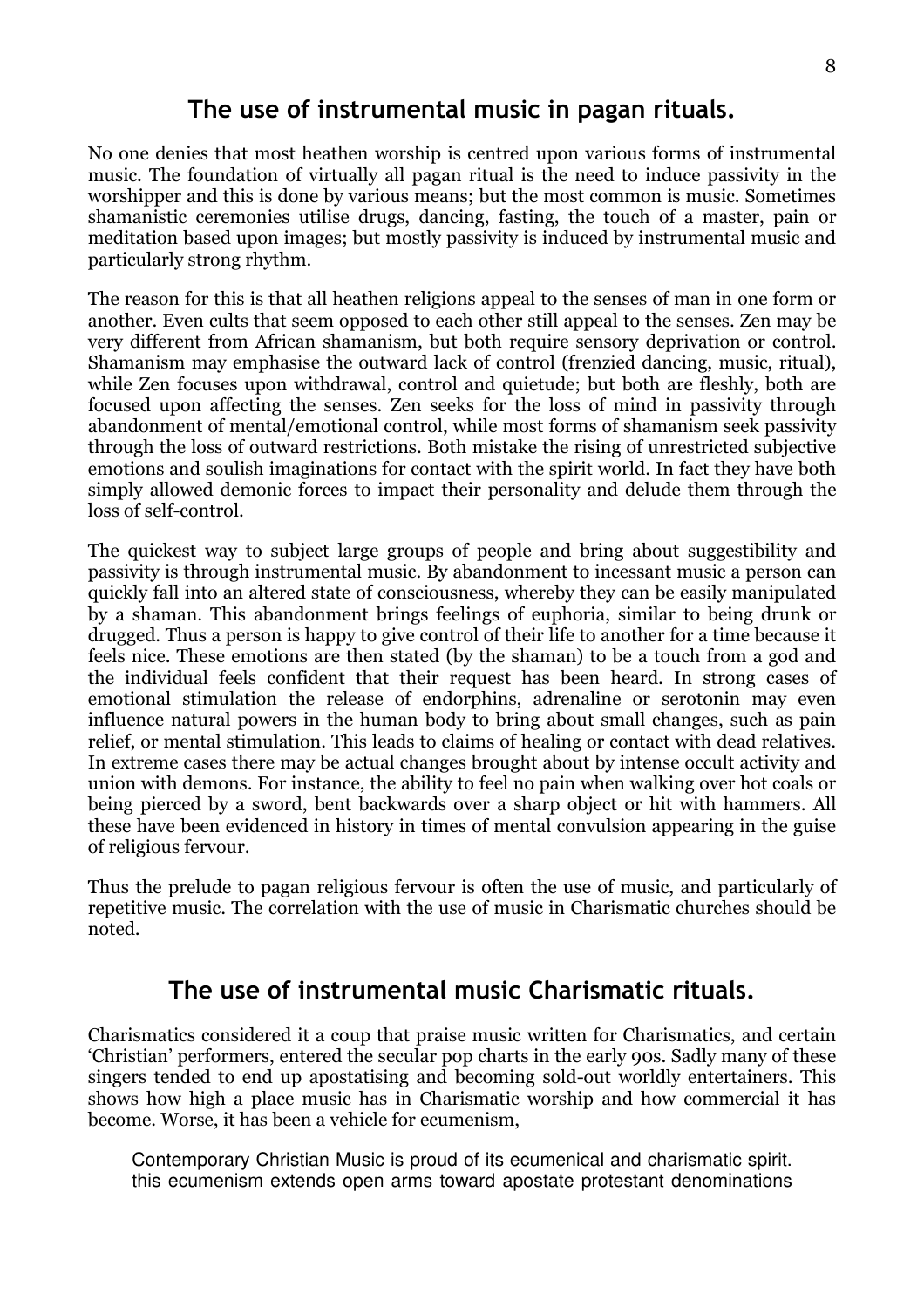## The use of instrumental music in pagan rituals.

No one denies that most heathen worship is centred upon various forms of instrumental music. The foundation of virtually all pagan ritual is the need to induce passivity in the worshipper and this is done by various means; but the most common is music. Sometimes shamanistic ceremonies utilise drugs, dancing, fasting, the touch of a master, pain or meditation based upon images; but mostly passivity is induced by instrumental music and particularly strong rhythm.

The reason for this is that all heathen religions appeal to the senses of man in one form or another. Even cults that seem opposed to each other still appeal to the senses. Zen may be very different from African shamanism, but both require sensory deprivation or control. Shamanism may emphasise the outward lack of control (frenzied dancing, music, ritual), while Zen focuses upon withdrawal, control and quietude; but both are fleshly, both are focused upon affecting the senses. Zen seeks for the loss of mind in passivity through abandonment of mental/emotional control, while most forms of shamanism seek passivity through the loss of outward restrictions. Both mistake the rising of unrestricted subjective emotions and soulish imaginations for contact with the spirit world. In fact they have both simply allowed demonic forces to impact their personality and delude them through the loss of self-control.

The quickest way to subject large groups of people and bring about suggestibility and passivity is through instrumental music. By abandonment to incessant music a person can quickly fall into an altered state of consciousness, whereby they can be easily manipulated by a shaman. This abandonment brings feelings of euphoria, similar to being drunk or drugged. Thus a person is happy to give control of their life to another for a time because it feels nice. These emotions are then stated (by the shaman) to be a touch from a god and the individual feels confident that their request has been heard. In strong cases of emotional stimulation the release of endorphins, adrenaline or serotonin may even influence natural powers in the human body to bring about small changes, such as pain relief, or mental stimulation. This leads to claims of healing or contact with dead relatives. In extreme cases there may be actual changes brought about by intense occult activity and union with demons. For instance, the ability to feel no pain when walking over hot coals or being pierced by a sword, bent backwards over a sharp object or hit with hammers. All these have been evidenced in history in times of mental convulsion appearing in the guise of religious fervour.

Thus the prelude to pagan religious fervour is often the use of music, and particularly of repetitive music. The correlation with the use of music in Charismatic churches should be noted.

## The use of instrumental music Charismatic rituals.

Charismatics considered it a coup that praise music written for Charismatics, and certain 'Christian' performers, entered the secular pop charts in the early 90s. Sadly many of these singers tended to end up apostatising and becoming sold-out worldly entertainers. This shows how high a place music has in Charismatic worship and how commercial it has become. Worse, it has been a vehicle for ecumenism,

> Contemporary Christian Music is proud of its ecumenical and charismatic spirit. this ecumenism extends open arms toward apostate protestant denominations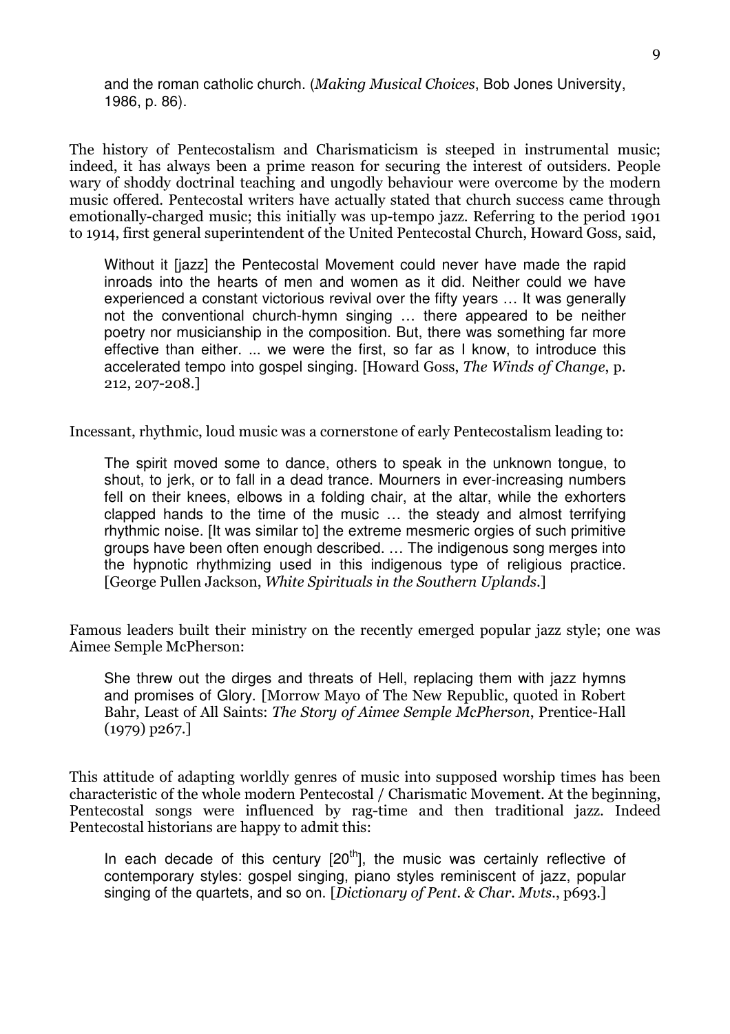> and the roman catholic church. (*Making Musical Choices*, Bob Jones University, 1986, p. 86).

The history of Pentecostalism and Charismaticism is steeped in instrumental music; indeed, it has always been a prime reason for securing the interest of outsiders. People wary of shoddy doctrinal teaching and ungodly behaviour were overcome by the modern music offered. Pentecostal writers have actually stated that church success came through emotionally-charged music; this initially was up-tempo jazz. Referring to the period 1901 to 1914, first general superintendent of the United Pentecostal Church, Howard Goss, said,

> Without it [jazz] the Pentecostal Movement could never have made the rapid inroads into the hearts of men and women as it did. Neither could we have experienced a constant victorious revival over the fifty years … It was generally not the conventional church-hymn singing … there appeared to be neither poetry nor musicianship in the composition. But, there was something far more effective than either. ... we were the first, so far as I know, to introduce this accelerated tempo into gospel singing. [Howard Goss, *The Winds of Change*, p. 212, 207-208.]

Incessant, rhythmic, loud music was a cornerstone of early Pentecostalism leading to:

> The spirit moved some to dance, others to speak in the unknown tongue, to shout, to jerk, or to fall in a dead trance. Mourners in ever-increasing numbers fell on their knees, elbows in a folding chair, at the altar, while the exhorters clapped hands to the time of the music … the steady and almost terrifying rhythmic noise. [It was similar to] the extreme mesmeric orgies of such primitive groups have been often enough described. … The indigenous song merges into the hypnotic rhythmizing used in this indigenous type of religious practice. [George Pullen Jackson, *White Spirituals in the Southern Uplands*.]

Famous leaders built their ministry on the recently emerged popular jazz style; one was Aimee Semple McPherson:

> She threw out the dirges and threats of Hell, replacing them with jazz hymns and promises of Glory. [Morrow Mayo of The New Republic, quoted in Robert Bahr, Least of All Saints: *The Story of Aimee Semple McPherson*, Prentice-Hall (1979) p267.]

This attitude of adapting worldly genres of music into supposed worship times has been characteristic of the whole modern Pentecostal / Charismatic Movement. At the beginning, Pentecostal songs were influenced by rag-time and then traditional jazz. Indeed Pentecostal historians are happy to admit this:

> In each decade of this century [20th], the music was certainly reflective of contemporary styles: gospel singing, piano styles reminiscent of jazz, popular singing of the quartets, and so on. [*Dictionary of Pent. & Char. Mvts.*, p693.]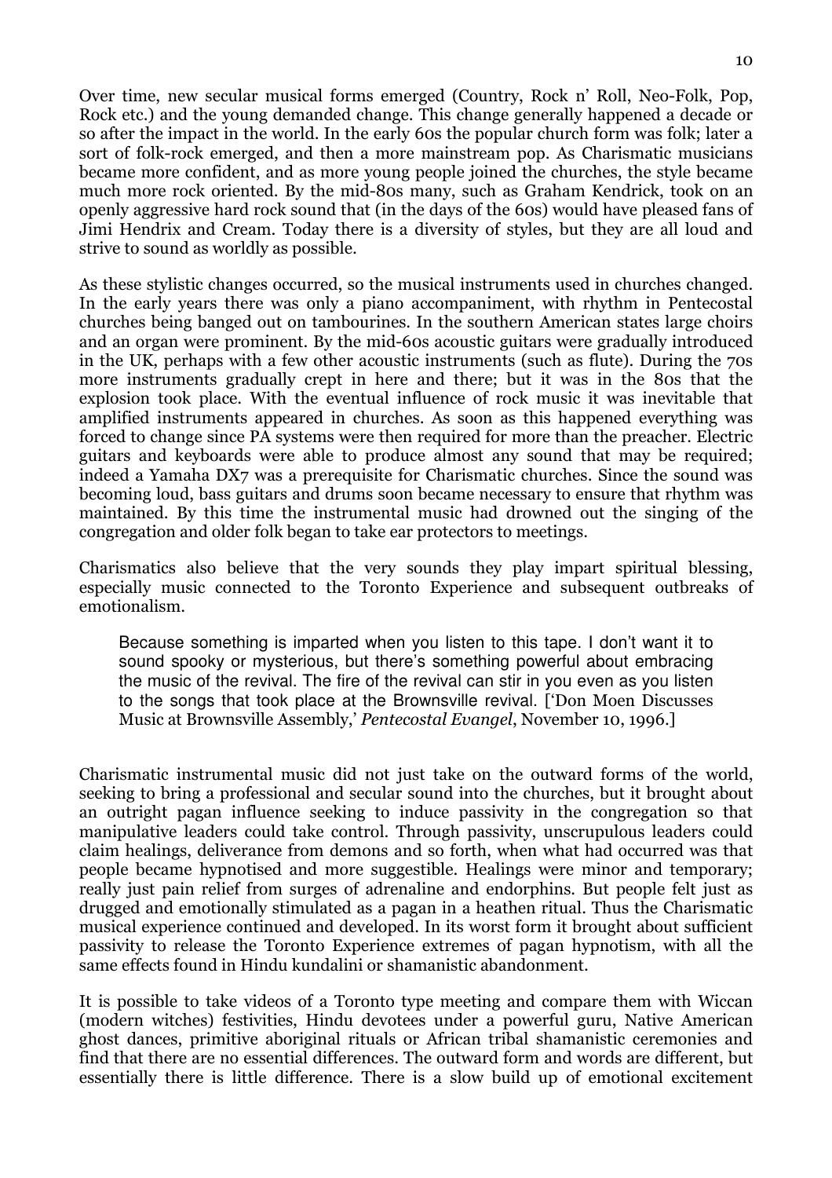Over time, new secular musical forms emerged (Country, Rock n' Roll, Neo-Folk, Pop, Rock etc.) and the young demanded change. This change generally happened a decade or so after the impact in the world. In the early 60s the popular church form was folk; later a sort of folk-rock emerged, and then a more mainstream pop. As Charismatic musicians became more confident, and as more young people joined the churches, the style became much more rock oriented. By the mid-80s many, such as Graham Kendrick, took on an openly aggressive hard rock sound that (in the days of the 60s) would have pleased fans of Jimi Hendrix and Cream. Today there is a diversity of styles, but they are all loud and strive to sound as worldly as possible.

As these stylistic changes occurred, so the musical instruments used in churches changed. In the early years there was only a piano accompaniment, with rhythm in Pentecostal churches being banged out on tambourines. In the southern American states large choirs and an organ were prominent. By the mid-60s acoustic guitars were gradually introduced in the UK, perhaps with a few other acoustic instruments (such as flute). During the 70s more instruments gradually crept in here and there; but it was in the 80s that the explosion took place. With the eventual influence of rock music it was inevitable that amplified instruments appeared in churches. As soon as this happened everything was forced to change since PA systems were then required for more than the preacher. Electric guitars and keyboards were able to produce almost any sound that may be required; indeed a Yamaha DX7 was a prerequisite for Charismatic churches. Since the sound was becoming loud, bass guitars and drums soon became necessary to ensure that rhythm was maintained. By this time the instrumental music had drowned out the singing of the congregation and older folk began to take ear protectors to meetings.

Charismatics also believe that the very sounds they play impart spiritual blessing, especially music connected to the Toronto Experience and subsequent outbreaks of emotionalism.

> Because something is imparted when you listen to this tape. I don't want it to sound spooky or mysterious, but there's something powerful about embracing the music of the revival. The fire of the revival can stir in you even as you listen to the songs that took place at the Brownsville revival. ['Don Moen Discusses Music at Brownsville Assembly,' *Pentecostal Evangel*, November 10, 1996.]

Charismatic instrumental music did not just take on the outward forms of the world, seeking to bring a professional and secular sound into the churches, but it brought about an outright pagan influence seeking to induce passivity in the congregation so that manipulative leaders could take control. Through passivity, unscrupulous leaders could claim healings, deliverance from demons and so forth, when what had occurred was that people became hypnotised and more suggestible. Healings were minor and temporary; really just pain relief from surges of adrenaline and endorphins. But people felt just as drugged and emotionally stimulated as a pagan in a heathen ritual. Thus the Charismatic musical experience continued and developed. In its worst form it brought about sufficient passivity to release the Toronto Experience extremes of pagan hypnotism, with all the same effects found in Hindu kundalini or shamanistic abandonment.

It is possible to take videos of a Toronto type meeting and compare them with Wiccan (modern witches) festivities, Hindu devotees under a powerful guru, Native American ghost dances, primitive aboriginal rituals or African tribal shamanistic ceremonies and find that there are no essential differences. The outward form and words are different, but essentially there is little difference. There is a slow build up of emotional excitement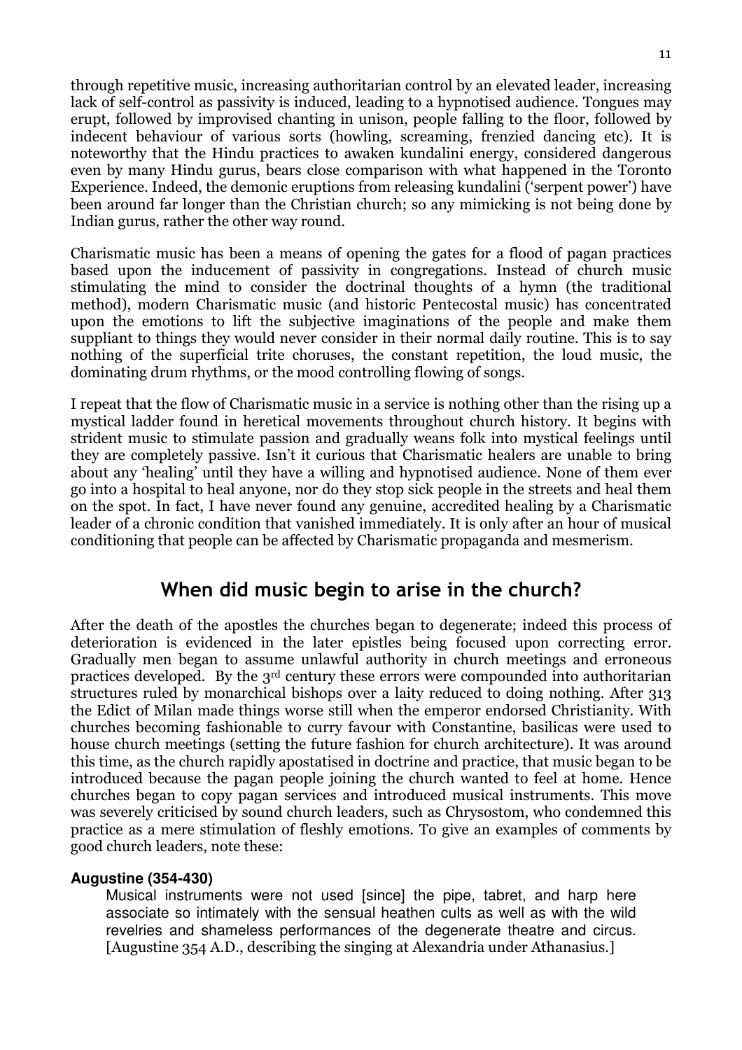through repetitive music, increasing authoritarian control by an elevated leader, increasing lack of self-control as passivity is induced, leading to a hypnotised audience. Tongues may erupt, followed by improvised chanting in unison, people falling to the floor, followed by indecent behaviour of various sorts (howling, screaming, frenzied dancing etc). It is noteworthy that the Hindu practices to awaken kundalini energy, considered dangerous even by many Hindu gurus, bears close comparison with what happened in the Toronto Experience. Indeed, the demonic eruptions from releasing kundalini ('serpent power') have been around far longer than the Christian church; so any mimicking is not being done by Indian gurus, rather the other way round.

Charismatic music has been a means of opening the gates for a flood of pagan practices based upon the inducement of passivity in congregations. Instead of church music stimulating the mind to consider the doctrinal thoughts of a hymn (the traditional method), modern Charismatic music (and historic Pentecostal music) has concentrated upon the emotions to lift the subjective imaginations of the people and make them suppliant to things they would never consider in their normal daily routine. This is to say nothing of the superficial trite choruses, the constant repetition, the loud music, the dominating drum rhythms, or the mood controlling flowing of songs.

I repeat that the flow of Charismatic music in a service is nothing other than the rising up a mystical ladder found in heretical movements throughout church history. It begins with strident music to stimulate passion and gradually weans folk into mystical feelings until they are completely passive. Isn't it curious that Charismatic healers are unable to bring about any 'healing' until they have a willing and hypnotised audience. None of them ever go into a hospital to heal anyone, nor do they stop sick people in the streets and heal them on the spot. In fact, I have never found any genuine, accredited healing by a Charismatic leader of a chronic condition that vanished immediately. It is only after an hour of musical conditioning that people can be affected by Charismatic propaganda and mesmerism.

## When did music begin to arise in the church?

After the death of the apostles the churches began to degenerate; indeed this process of deterioration is evidenced in the later epistles being focused upon correcting error. Gradually men began to assume unlawful authority in church meetings and erroneous practices developed. By the 3rd century these errors were compounded into authoritarian structures ruled by monarchical bishops over a laity reduced to doing nothing. After 313 the Edict of Milan made things worse still when the emperor endorsed Christianity. With churches becoming fashionable to curry favour with Constantine, basilicas were used to house church meetings (setting the future fashion for church architecture). It was around this time, as the church rapidly apostatised in doctrine and practice, that music began to be introduced because the pagan people joining the church wanted to feel at home. Hence churches began to copy pagan services and introduced musical instruments. This move was severely criticised by sound church leaders, such as Chrysostom, who condemned this practice as a mere stimulation of fleshly emotions. To give an examples of comments by good church leaders, note these:

**Augustine (354-430)**

> Musical instruments were not used [since] the pipe, tabret, and harp here associate so intimately with the sensual heathen cults as well as with the wild revelries and shameless performances of the degenerate theatre and circus. [Augustine 354 A.D., describing the singing at Alexandria under Athanasius.]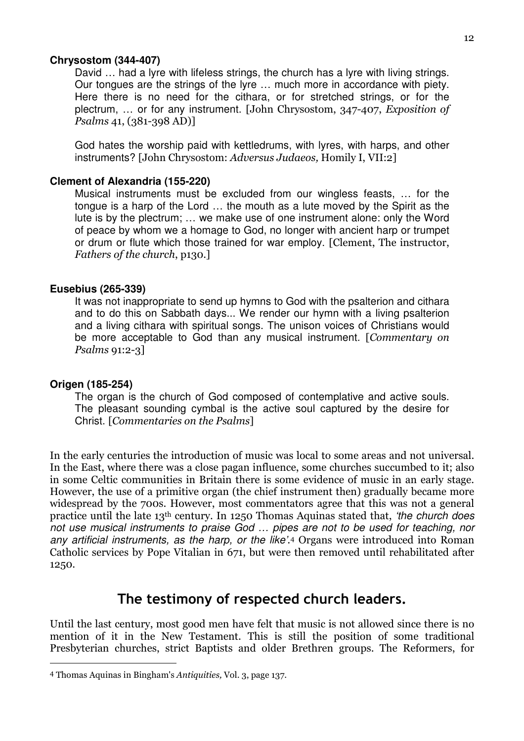**Chrysostom (344-407)**

David … had a lyre with lifeless strings, the church has a lyre with living strings. Our tongues are the strings of the lyre … much more in accordance with piety. Here there is no need for the cithara, or for stretched strings, or for the plectrum, … or for any instrument. [John Chrysostom, 347-407, *Exposition of Psalms* 41, (381-398 AD)]

God hates the worship paid with kettledrums, with lyres, with harps, and other instruments? [John Chrysostom: *Adversus Judaeos,* Homily I, VII:2]

**Clement of Alexandria (155-220)**

Musical instruments must be excluded from our wingless feasts, … for the tongue is a harp of the Lord … the mouth as a lute moved by the Spirit as the lute is by the plectrum; … we make use of one instrument alone: only the Word of peace by whom we a homage to God, no longer with ancient harp or trumpet or drum or flute which those trained for war employ. [Clement, The instructor, *Fathers of the church*, p130.]

**Eusebius (265-339)**

It was not inappropriate to send up hymns to God with the psalterion and cithara and to do this on Sabbath days... We render our hymn with a living psalterion and a living cithara with spiritual songs. The unison voices of Christians would be more acceptable to God than any musical instrument. [*Commentary on Psalms* 91:2-3]

**Origen (185-254)**

The organ is the church of God composed of contemplative and active souls. The pleasant sounding cymbal is the active soul captured by the desire for Christ. [*Commentaries on the Psalms*]

In the early centuries the introduction of music was local to some areas and not universal. In the East, where there was a close pagan influence, some churches succumbed to it; also in some Celtic communities in Britain there is some evidence of music in an early stage. However, the use of a primitive organ (the chief instrument then) gradually became more widespread by the 700s. However, most commentators agree that this was not a general practice until the late 13th century. In 1250 Thomas Aquinas stated that, *'the church does not use musical instruments to praise God … pipes are not to be used for teaching, nor any artificial instruments, as the harp, or the like'*.[4] Organs were introduced into Roman Catholic services by Pope Vitalian in 671, but were then removed until rehabilitated after 1250.

## The testimony of respected church leaders.

Until the last century, most good men have felt that music is not allowed since there is no mention of it in the New Testament. This is still the position of some traditional Presbyterian churches, strict Baptists and older Brethren groups. The Reformers, for

[4] Thomas Aquinas in Bingham's *Antiquities,* Vol. 3, page 137.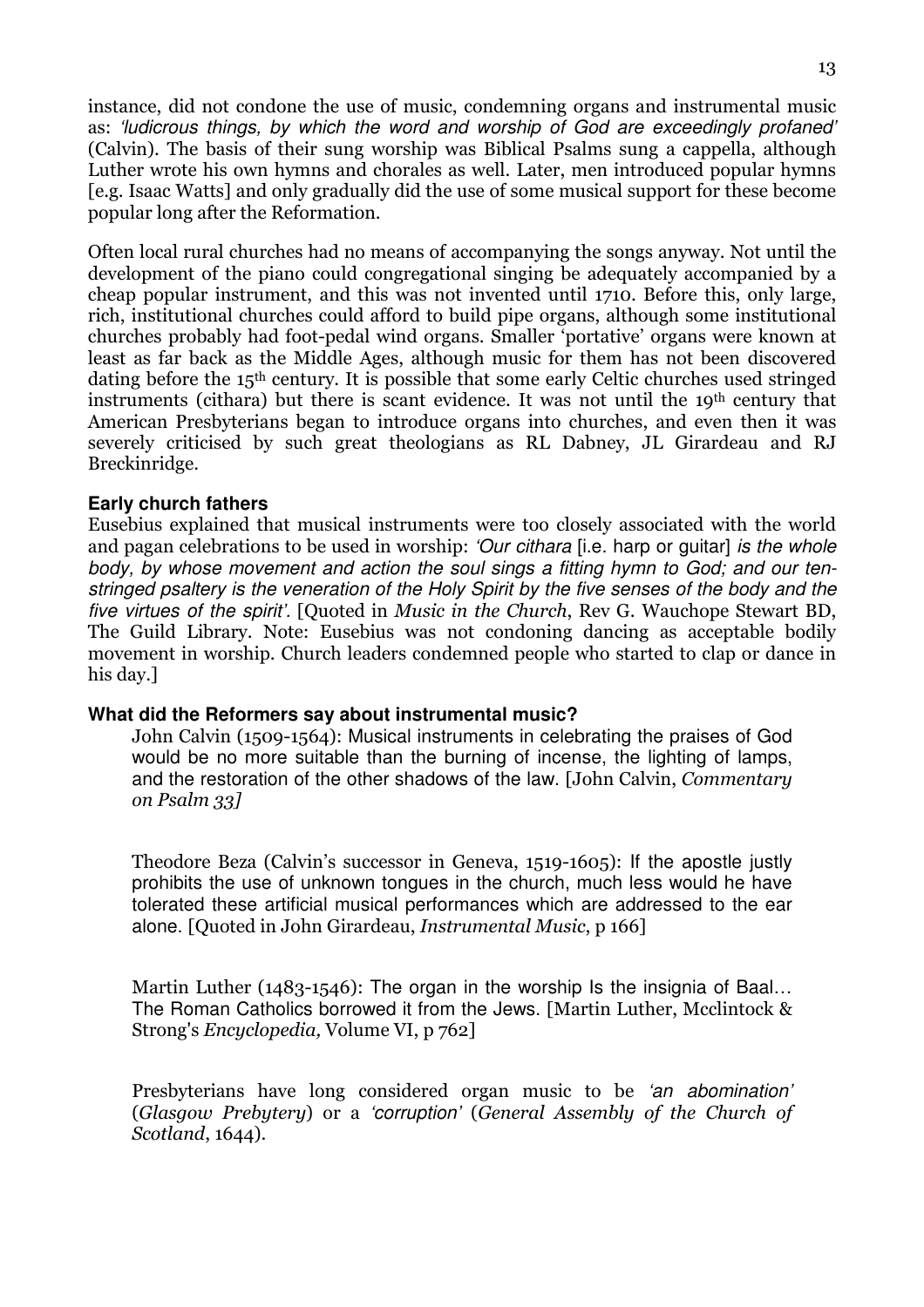instance, did not condone the use of music, condemning organs and instrumental music as: *'ludicrous things, by which the word and worship of God are exceedingly profaned'* (Calvin). The basis of their sung worship was Biblical Psalms sung a cappella, although Luther wrote his own hymns and chorales as well. Later, men introduced popular hymns [e.g. Isaac Watts] and only gradually did the use of some musical support for these become popular long after the Reformation.

Often local rural churches had no means of accompanying the songs anyway. Not until the development of the piano could congregational singing be adequately accompanied by a cheap popular instrument, and this was not invented until 1710. Before this, only large, rich, institutional churches could afford to build pipe organs, although some institutional churches probably had foot-pedal wind organs. Smaller 'portative' organs were known at least as far back as the Middle Ages, although music for them has not been discovered dating before the 15th century. It is possible that some early Celtic churches used stringed instruments (cithara) but there is scant evidence. It was not until the 19th century that American Presbyterians began to introduce organs into churches, and even then it was severely criticised by such great theologians as RL Dabney, JL Girardeau and RJ Breckinridge.

**Early church fathers**

Eusebius explained that musical instruments were too closely associated with the world and pagan celebrations to be used in worship: *'Our cithara* [i.e. harp or guitar] *is the whole body, by whose movement and action the soul sings a fitting hymn to God; and our ten-stringed psaltery is the veneration of the Holy Spirit by the five senses of the body and the five virtues of the spirit'.* [Quoted in *Music in the Church*, Rev G. Wauchope Stewart BD, The Guild Library. Note: Eusebius was not condoning dancing as acceptable bodily movement in worship. Church leaders condemned people who started to clap or dance in his day.]

**What did the Reformers say about instrumental music?**

> John Calvin (1509-1564): Musical instruments in celebrating the praises of God would be no more suitable than the burning of incense, the lighting of lamps, and the restoration of the other shadows of the law. [John Calvin, *Commentary on Psalm 33]*
>
> Theodore Beza (Calvin's successor in Geneva, 1519-1605): If the apostle justly prohibits the use of unknown tongues in the church, much less would he have tolerated these artificial musical performances which are addressed to the ear alone. [Quoted in John Girardeau, *Instrumental Music*, p 166]
>
> Martin Luther (1483-1546): The organ in the worship Is the insignia of Baal… The Roman Catholics borrowed it from the Jews. [Martin Luther, Mcclintock & Strong's *Encyclopedia,* Volume VI, p 762]
>
> Presbyterians have long considered organ music to be *'an abomination'* (*Glasgow Prebytery*) or a *'corruption'* (*General Assembly of the Church of Scotland*, 1644).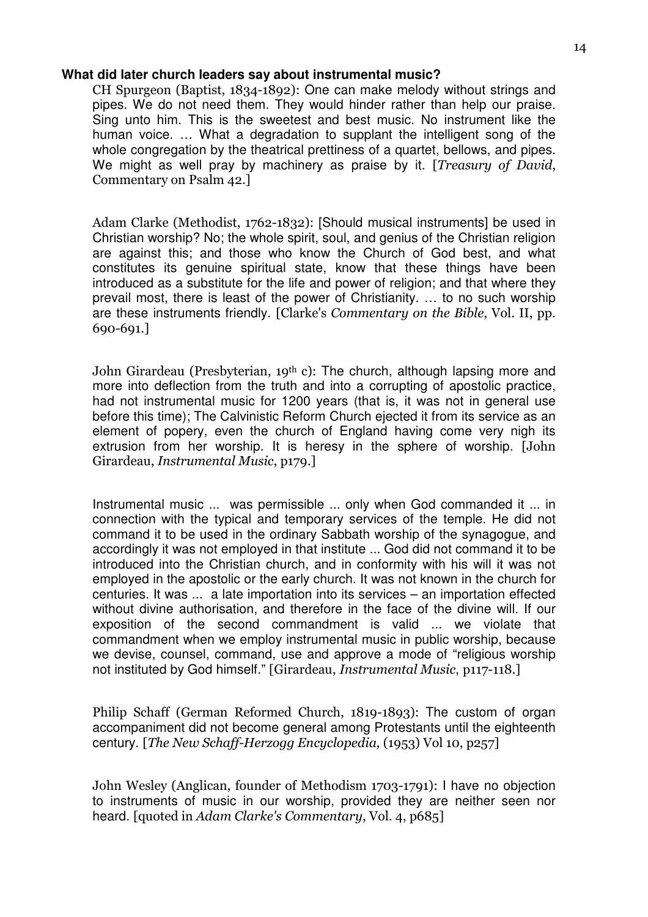**What did later church leaders say about instrumental music?**

CH Spurgeon (Baptist, 1834-1892): One can make melody without strings and pipes. We do not need them. They would hinder rather than help our praise. Sing unto him. This is the sweetest and best music. No instrument like the human voice. … What a degradation to supplant the intelligent song of the whole congregation by the theatrical prettiness of a quartet, bellows, and pipes. We might as well pray by machinery as praise by it. [*Treasury of David*, Commentary on Psalm 42.]

Adam Clarke (Methodist, 1762-1832): [Should musical instruments] be used in Christian worship? No; the whole spirit, soul, and genius of the Christian religion are against this; and those who know the Church of God best, and what constitutes its genuine spiritual state, know that these things have been introduced as a substitute for the life and power of religion; and that where they prevail most, there is least of the power of Christianity. … to no such worship are these instruments friendly. [Clarke's *Commentary on the Bible*, Vol. II, pp. 690-691.]

John Girardeau (Presbyterian, 19th c): The church, although lapsing more and more into deflection from the truth and into a corrupting of apostolic practice, had not instrumental music for 1200 years (that is, it was not in general use before this time); The Calvinistic Reform Church ejected it from its service as an element of popery, even the church of England having come very nigh its extrusion from her worship. It is heresy in the sphere of worship. [John Girardeau, *Instrumental Music*, p179.]

Instrumental music ... was permissible ... only when God commanded it ... in connection with the typical and temporary services of the temple. He did not command it to be used in the ordinary Sabbath worship of the synagogue, and accordingly it was not employed in that institute ... God did not command it to be introduced into the Christian church, and in conformity with his will it was not employed in the apostolic or the early church. It was not known in the church for centuries. It was ... a late importation into its services – an importation effected without divine authorisation, and therefore in the face of the divine will. If our exposition of the second commandment is valid ... we violate that commandment when we employ instrumental music in public worship, because we devise, counsel, command, use and approve a mode of "religious worship not instituted by God himself." [Girardeau, *Instrumental Music*, p117-118.]

Philip Schaff (German Reformed Church, 1819-1893): The custom of organ accompaniment did not become general among Protestants until the eighteenth century. [*The New Schaff-Herzogg Encyclopedia,* (1953) Vol 10, p257]

John Wesley (Anglican, founder of Methodism 1703-1791): I have no objection to instruments of music in our worship, provided they are neither seen nor heard. [quoted in *Adam Clarke's Commentary*, Vol. 4, p685]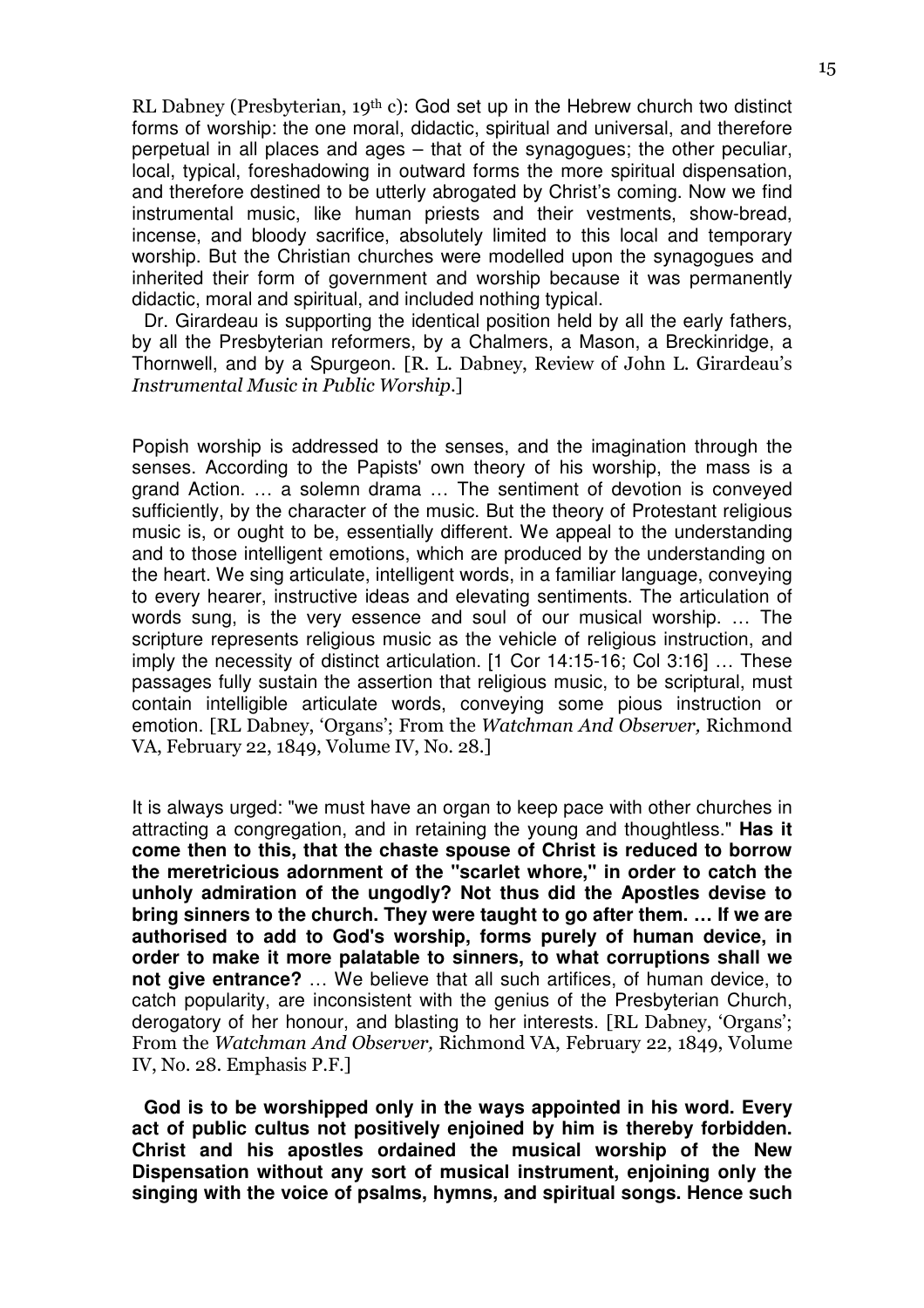RL Dabney (Presbyterian, 19th c): God set up in the Hebrew church two distinct forms of worship: the one moral, didactic, spiritual and universal, and therefore perpetual in all places and ages – that of the synagogues; the other peculiar, local, typical, foreshadowing in outward forms the more spiritual dispensation, and therefore destined to be utterly abrogated by Christ's coming. Now we find instrumental music, like human priests and their vestments, show-bread, incense, and bloody sacrifice, absolutely limited to this local and temporary worship. But the Christian churches were modelled upon the synagogues and inherited their form of government and worship because it was permanently didactic, moral and spiritual, and included nothing typical.

Dr. Girardeau is supporting the identical position held by all the early fathers, by all the Presbyterian reformers, by a Chalmers, a Mason, a Breckinridge, a Thornwell, and by a Spurgeon. [R. L. Dabney, Review of John L. Girardeau's *Instrumental Music in Public Worship*.]

Popish worship is addressed to the senses, and the imagination through the senses. According to the Papists' own theory of his worship, the mass is a grand Action. … a solemn drama … The sentiment of devotion is conveyed sufficiently, by the character of the music. But the theory of Protestant religious music is, or ought to be, essentially different. We appeal to the understanding and to those intelligent emotions, which are produced by the understanding on the heart. We sing articulate, intelligent words, in a familiar language, conveying to every hearer, instructive ideas and elevating sentiments. The articulation of words sung, is the very essence and soul of our musical worship. … The scripture represents religious music as the vehicle of religious instruction, and imply the necessity of distinct articulation. [1 Cor 14:15-16; Col 3:16] … These passages fully sustain the assertion that religious music, to be scriptural, must contain intelligible articulate words, conveying some pious instruction or emotion. [RL Dabney, 'Organs'; From the *Watchman And Observer,* Richmond VA, February 22, 1849, Volume IV, No. 28.]

It is always urged: "we must have an organ to keep pace with other churches in attracting a congregation, and in retaining the young and thoughtless." **Has it come then to this, that the chaste spouse of Christ is reduced to borrow the meretricious adornment of the "scarlet whore," in order to catch the unholy admiration of the ungodly? Not thus did the Apostles devise to bring sinners to the church. They were taught to go after them. … If we are authorised to add to God's worship, forms purely of human device, in order to make it more palatable to sinners, to what corruptions shall we not give entrance?** … We believe that all such artifices, of human device, to catch popularity, are inconsistent with the genius of the Presbyterian Church, derogatory of her honour, and blasting to her interests. [RL Dabney, 'Organs'; From the *Watchman And Observer,* Richmond VA, February 22, 1849, Volume IV, No. 28. Emphasis P.F.]

**God is to be worshipped only in the ways appointed in his word. Every act of public cultus not positively enjoined by him is thereby forbidden. Christ and his apostles ordained the musical worship of the New Dispensation without any sort of musical instrument, enjoining only the singing with the voice of psalms, hymns, and spiritual songs. Hence such**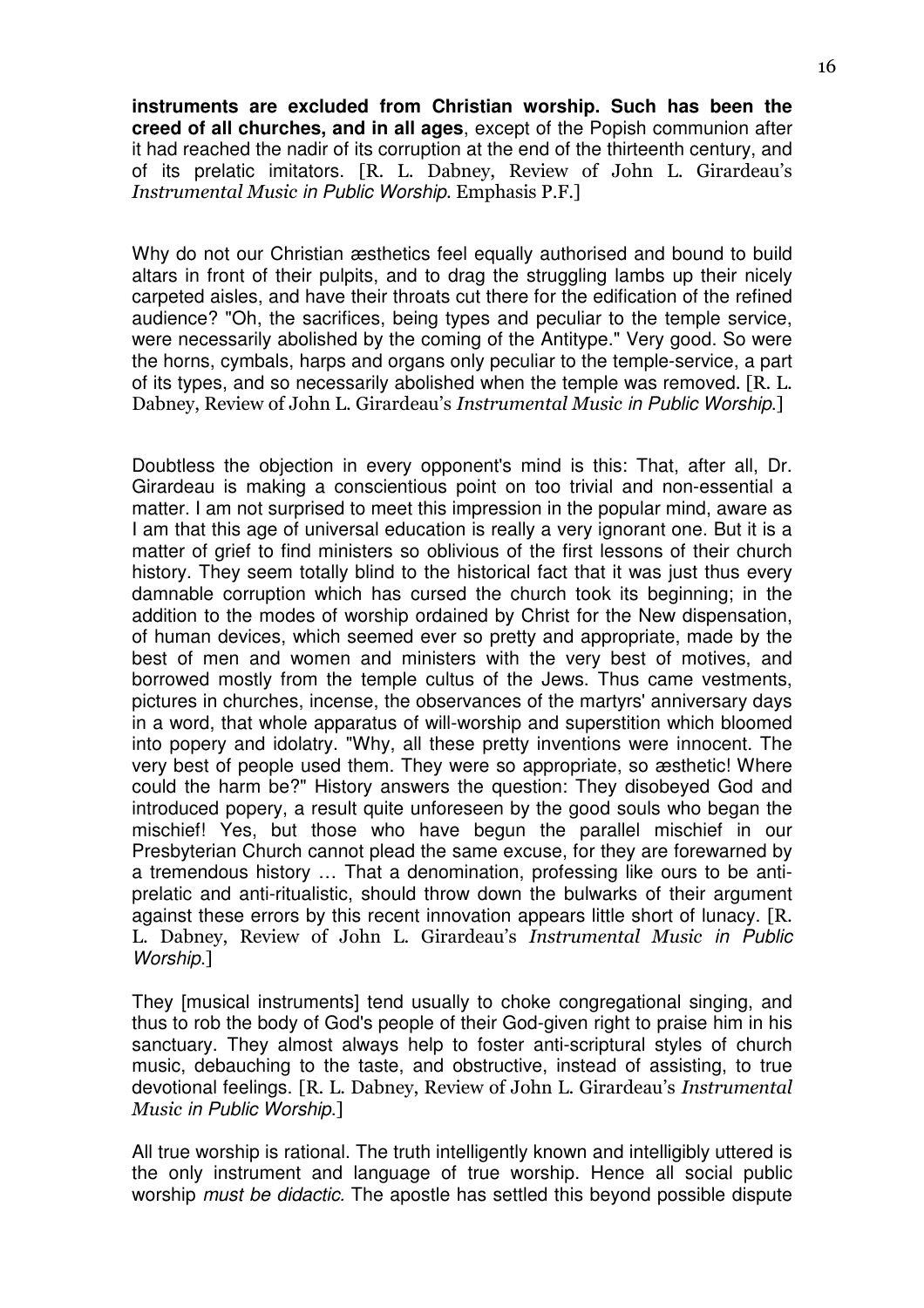**instruments are excluded from Christian worship. Such has been the creed of all churches, and in all ages**, except of the Popish communion after it had reached the nadir of its corruption at the end of the thirteenth century, and of its prelatic imitators. [R. L. Dabney, Review of John L. Girardeau's *Instrumental Music in Public Worship*. Emphasis P.F.]

Why do not our Christian æsthetics feel equally authorised and bound to build altars in front of their pulpits, and to drag the struggling lambs up their nicely carpeted aisles, and have their throats cut there for the edification of the refined audience? "Oh, the sacrifices, being types and peculiar to the temple service, were necessarily abolished by the coming of the Antitype." Very good. So were the horns, cymbals, harps and organs only peculiar to the temple-service, a part of its types, and so necessarily abolished when the temple was removed. [R. L. Dabney, Review of John L. Girardeau's *Instrumental Music in Public Worship*.]

Doubtless the objection in every opponent's mind is this: That, after all, Dr. Girardeau is making a conscientious point on too trivial and non-essential a matter. I am not surprised to meet this impression in the popular mind, aware as I am that this age of universal education is really a very ignorant one. But it is a matter of grief to find ministers so oblivious of the first lessons of their church history. They seem totally blind to the historical fact that it was just thus every damnable corruption which has cursed the church took its beginning; in the addition to the modes of worship ordained by Christ for the New dispensation, of human devices, which seemed ever so pretty and appropriate, made by the best of men and women and ministers with the very best of motives, and borrowed mostly from the temple cultus of the Jews. Thus came vestments, pictures in churches, incense, the observances of the martyrs' anniversary days in a word, that whole apparatus of will-worship and superstition which bloomed into popery and idolatry. "Why, all these pretty inventions were innocent. The very best of people used them. They were so appropriate, so æsthetic! Where could the harm be?" History answers the question: They disobeyed God and introduced popery, a result quite unforeseen by the good souls who began the mischief! Yes, but those who have begun the parallel mischief in our Presbyterian Church cannot plead the same excuse, for they are forewarned by a tremendous history … That a denomination, professing like ours to be anti-prelatic and anti-ritualistic, should throw down the bulwarks of their argument against these errors by this recent innovation appears little short of lunacy. [R. L. Dabney, Review of John L. Girardeau's *Instrumental Music in Public Worship*.]

They [musical instruments] tend usually to choke congregational singing, and thus to rob the body of God's people of their God-given right to praise him in his sanctuary. They almost always help to foster anti-scriptural styles of church music, debauching to the taste, and obstructive, instead of assisting, to true devotional feelings. [R. L. Dabney, Review of John L. Girardeau's *Instrumental Music in Public Worship*.]

All true worship is rational. The truth intelligently known and intelligibly uttered is the only instrument and language of true worship. Hence all social public worship *must be didactic.* The apostle has settled this beyond possible dispute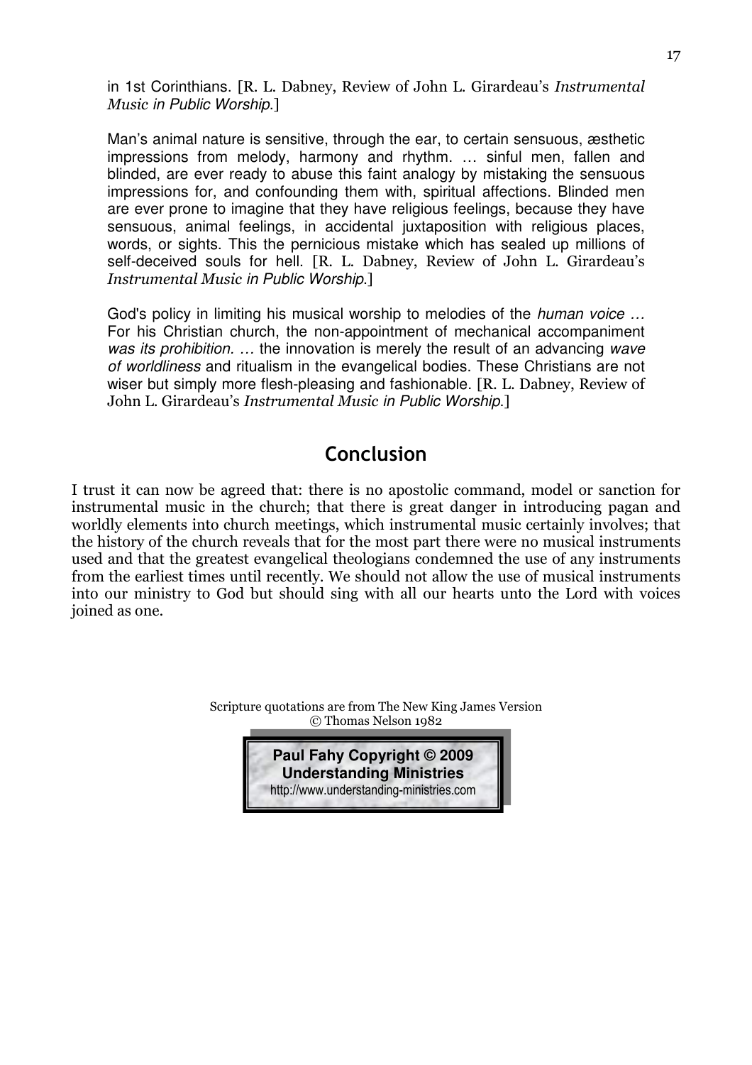in 1st Corinthians. [R. L. Dabney, Review of John L. Girardeau's *Instrumental Music in Public Worship*.]

> Man's animal nature is sensitive, through the ear, to certain sensuous, æsthetic impressions from melody, harmony and rhythm. … sinful men, fallen and blinded, are ever ready to abuse this faint analogy by mistaking the sensuous impressions for, and confounding them with, spiritual affections. Blinded men are ever prone to imagine that they have religious feelings, because they have sensuous, animal feelings, in accidental juxtaposition with religious places, words, or sights. This the pernicious mistake which has sealed up millions of self-deceived souls for hell. [R. L. Dabney, Review of John L. Girardeau's *Instrumental Music in Public Worship*.]

> God's policy in limiting his musical worship to melodies of the *human voice* … For his Christian church, the non-appointment of mechanical accompaniment *was its prohibition*. … the innovation is merely the result of an advancing *wave of worldliness* and ritualism in the evangelical bodies. These Christians are not wiser but simply more flesh-pleasing and fashionable. [R. L. Dabney, Review of John L. Girardeau's *Instrumental Music in Public Worship*.]

## Conclusion

I trust it can now be agreed that: there is no apostolic command, model or sanction for instrumental music in the church; that there is great danger in introducing pagan and worldly elements into church meetings, which instrumental music certainly involves; that the history of the church reveals that for the most part there were no musical instruments used and that the greatest evangelical theologians condemned the use of any instruments from the earliest times until recently. We should not allow the use of musical instruments into our ministry to God but should sing with all our hearts unto the Lord with voices joined as one.

Scripture quotations are from The New King James Version
© Thomas Nelson 1982

**Paul Fahy Copyright © 2009**
**Understanding Ministries**
http://www.understanding-ministries.com